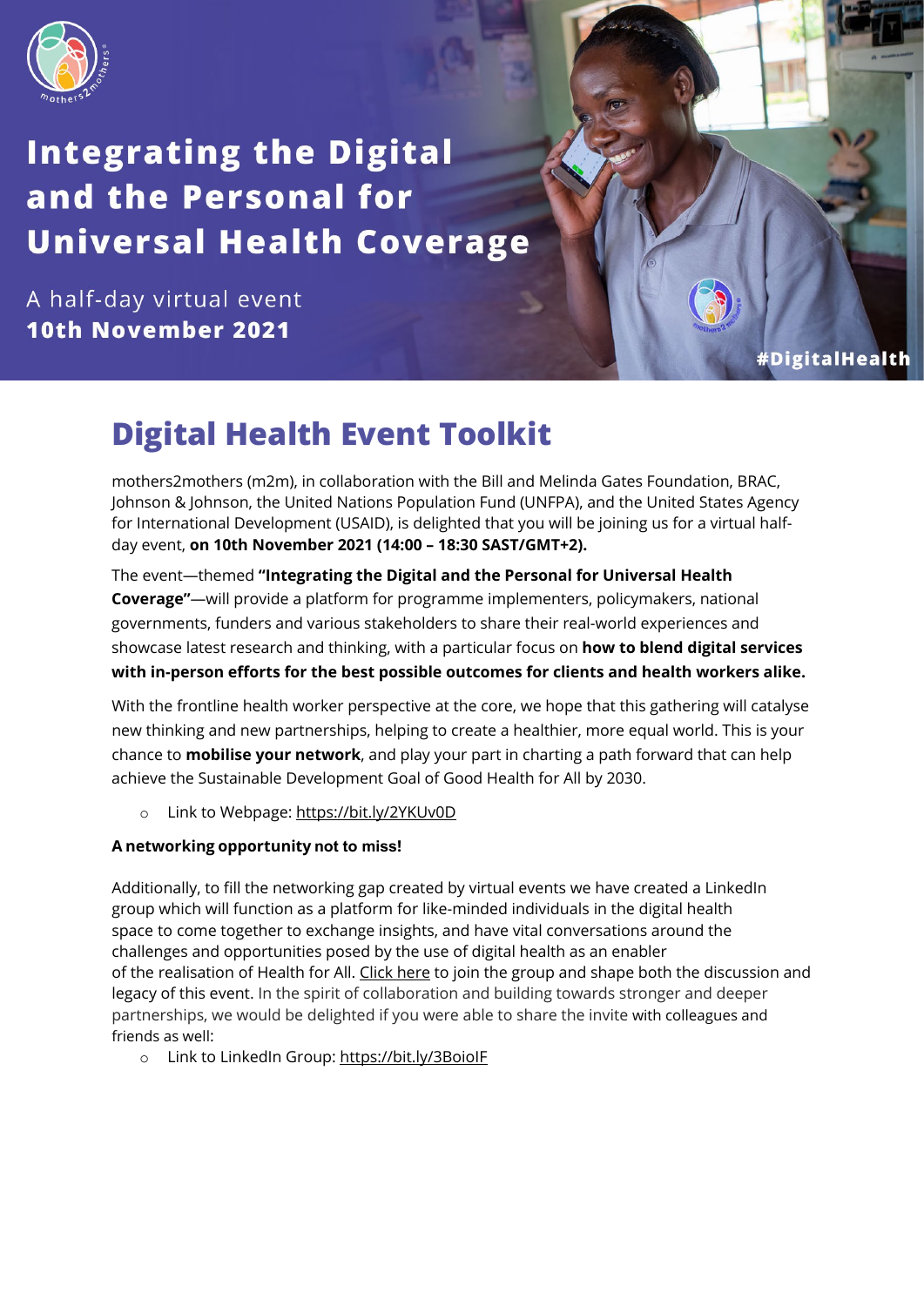# Integrating the Digital and the Personal for Universal Health Coverage

A half-day virtual event
**10th November 2021**

#DigitalHealth

## Digital Health Event Toolkit

mothers2mothers (m2m), in collaboration with the Bill and Melinda Gates Foundation, BRAC, Johnson & Johnson, the United Nations Population Fund (UNFPA), and the United States Agency for International Development (USAID), is delighted that you will be joining us for a virtual half-day event, **on 10th November 2021 (14:00 – 18:30 SAST/GMT+2).**

The event—themed **"Integrating the Digital and the Personal for Universal Health Coverage"**—will provide a platform for programme implementers, policymakers, national governments, funders and various stakeholders to share their real-world experiences and showcase latest research and thinking, with a particular focus on **how to blend digital services with in-person efforts for the best possible outcomes for clients and health workers alike.**

With the frontline health worker perspective at the core, we hope that this gathering will catalyse new thinking and new partnerships, helping to create a healthier, more equal world. This is your chance to **mobilise your network**, and play your part in charting a path forward that can help achieve the Sustainable Development Goal of Good Health for All by 2030.

- Link to Webpage: https://bit.ly/2YKUv0D

**A networking opportunity not to miss!**

Additionally, to fill the networking gap created by virtual events we have created a LinkedIn group which will function as a platform for like-minded individuals in the digital health space to come together to exchange insights, and have vital conversations around the challenges and opportunities posed by the use of digital health as an enabler of the realisation of Health for All. Click here to join the group and shape both the discussion and legacy of this event. In the spirit of collaboration and building towards stronger and deeper partnerships, we would be delighted if you were able to share the invite with colleagues and friends as well:

- Link to LinkedIn Group: https://bit.ly/3BoioIF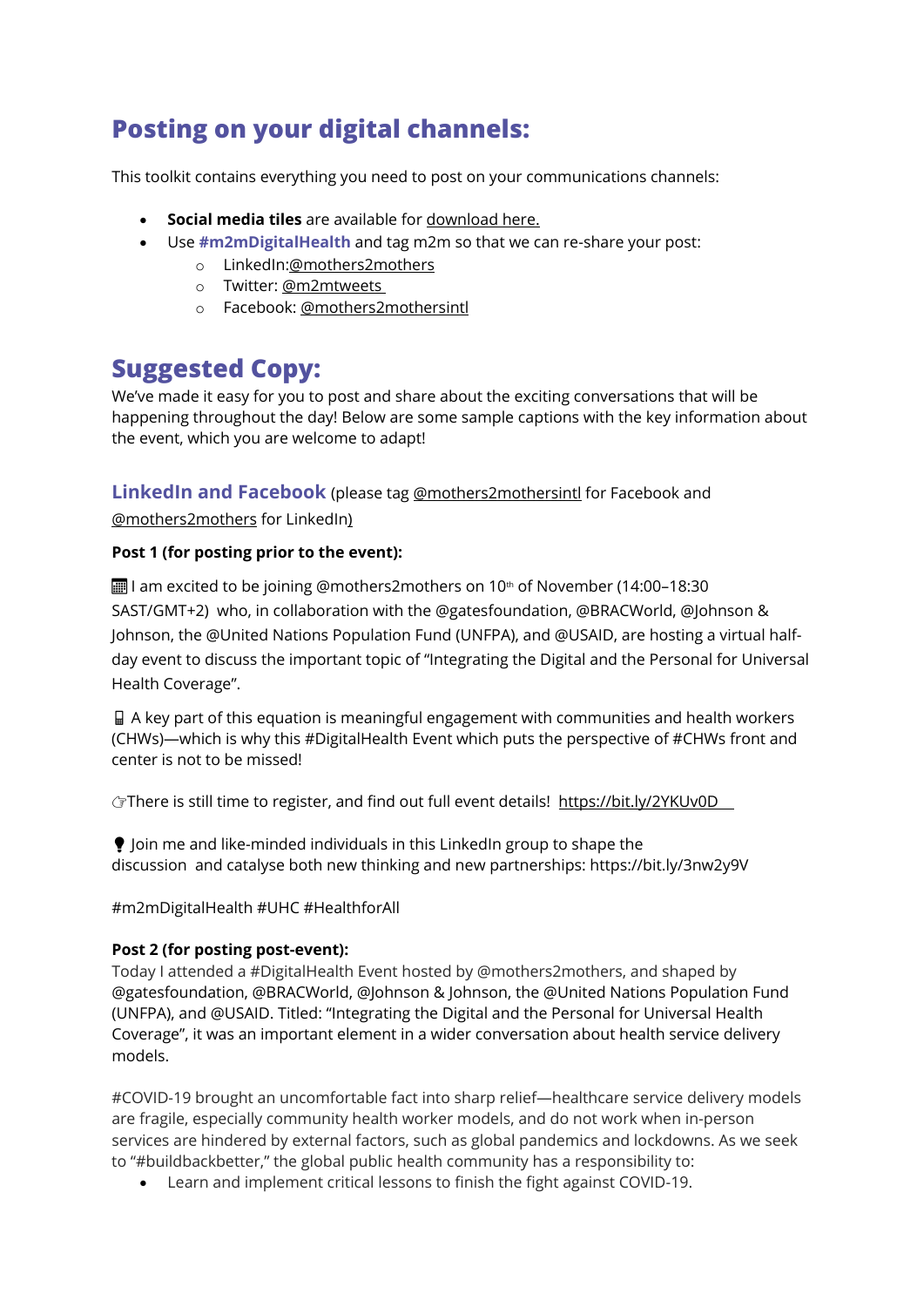# Posting on your digital channels:

This toolkit contains everything you need to post on your communications channels:

- **Social media tiles** are available for download here.
- Use **#m2mDigitalHealth** and tag m2m so that we can re-share your post:
  - LinkedIn:@mothers2mothers
  - Twitter: @m2mtweets
  - Facebook: @mothers2mothersintl

# Suggested Copy:

We've made it easy for you to post and share about the exciting conversations that will be happening throughout the day! Below are some sample captions with the key information about the event, which you are welcome to adapt!

## LinkedIn and Facebook (please tag @mothers2mothersintl for Facebook and @mothers2mothers for LinkedIn)

**Post 1 (for posting prior to the event):**

📅 I am excited to be joining @mothers2mothers on 10th of November (14:00–18:30 SAST/GMT+2) who, in collaboration with the @gatesfoundation, @BRACWorld, @Johnson & Johnson, the @United Nations Population Fund (UNFPA), and @USAID, are hosting a virtual half-day event to discuss the important topic of "Integrating the Digital and the Personal for Universal Health Coverage".

📱 A key part of this equation is meaningful engagement with communities and health workers (CHWs)—which is why this #DigitalHealth Event which puts the perspective of #CHWs front and center is not to be missed!

👉There is still time to register, and find out full event details! https://bit.ly/2YKUv0D

💡 Join me and like-minded individuals in this LinkedIn group to shape the discussion and catalyse both new thinking and new partnerships: https://bit.ly/3nw2y9V

#m2mDigitalHealth #UHC #HealthforAll

**Post 2 (for posting post-event):**

Today I attended a #DigitalHealth Event hosted by @mothers2mothers, and shaped by @gatesfoundation, @BRACWorld, @Johnson & Johnson, the @United Nations Population Fund (UNFPA), and @USAID. Titled: "Integrating the Digital and the Personal for Universal Health Coverage", it was an important element in a wider conversation about health service delivery models.

#COVID-19 brought an uncomfortable fact into sharp relief—healthcare service delivery models are fragile, especially community health worker models, and do not work when in-person services are hindered by external factors, such as global pandemics and lockdowns. As we seek to "#buildbackbetter," the global public health community has a responsibility to:

- Learn and implement critical lessons to finish the fight against COVID-19.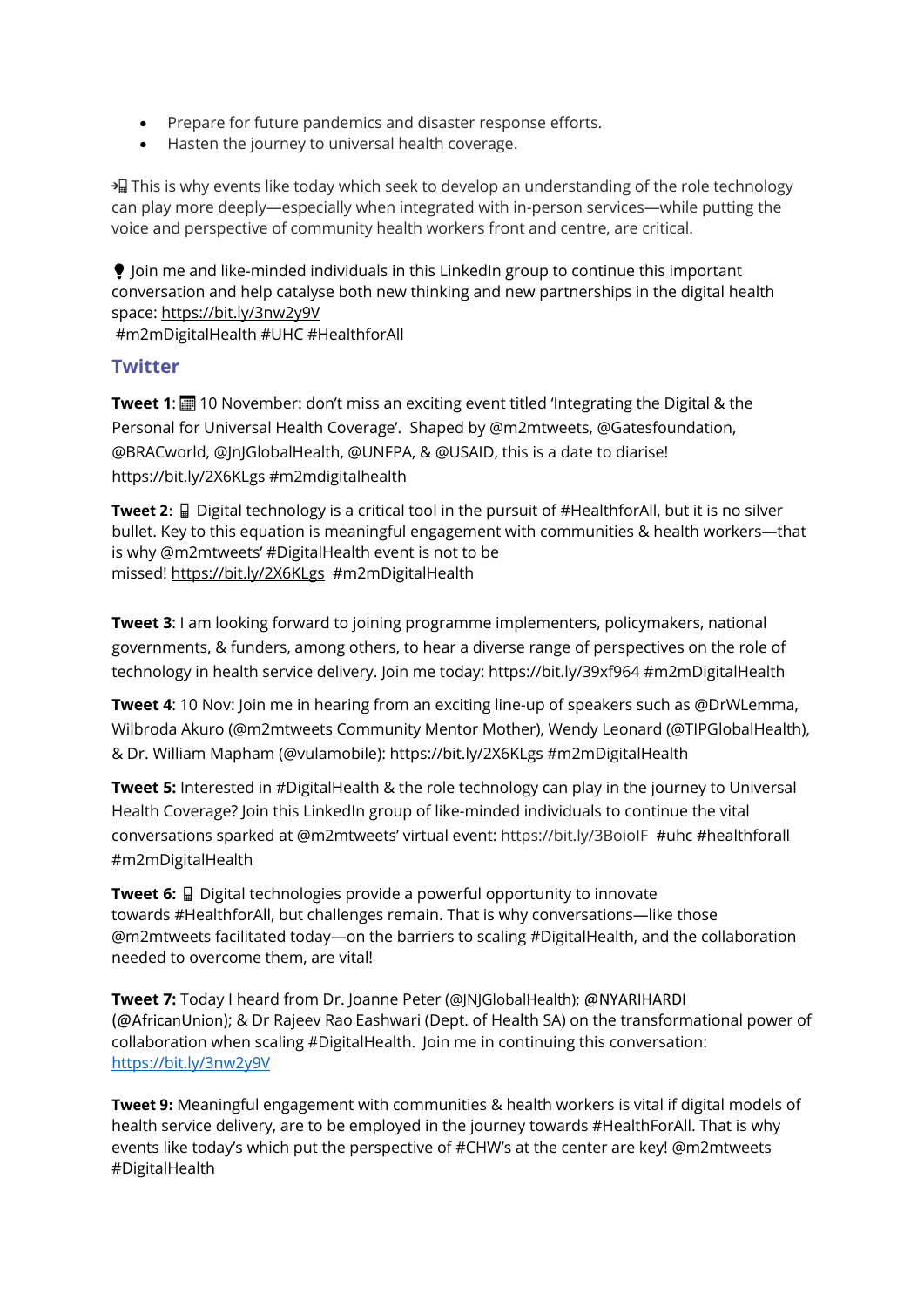- Prepare for future pandemics and disaster response efforts.
- Hasten the journey to universal health coverage.

📲 This is why events like today which seek to develop an understanding of the role technology can play more deeply—especially when integrated with in-person services—while putting the voice and perspective of community health workers front and centre, are critical.

💡 Join me and like-minded individuals in this LinkedIn group to continue this important conversation and help catalyse both new thinking and new partnerships in the digital health space: https://bit.ly/3nw2y9V
#m2mDigitalHealth #UHC #HealthforAll

## Twitter

**Tweet 1**: 📅 10 November: don't miss an exciting event titled 'Integrating the Digital & the Personal for Universal Health Coverage'. Shaped by @m2mtweets, @Gatesfoundation, @BRACworld, @JnJGlobalHealth, @UNFPA, & @USAID, this is a date to diarise! https://bit.ly/2X6KLgs #m2mdigitalhealth

**Tweet 2**: 📱 Digital technology is a critical tool in the pursuit of #HealthforAll, but it is no silver bullet. Key to this equation is meaningful engagement with communities & health workers—that is why @m2mtweets' #DigitalHealth event is not to be missed! https://bit.ly/2X6KLgs #m2mDigitalHealth

**Tweet 3**: I am looking forward to joining programme implementers, policymakers, national governments, & funders, among others, to hear a diverse range of perspectives on the role of technology in health service delivery. Join me today: https://bit.ly/39xf964 #m2mDigitalHealth

**Tweet 4**: 10 Nov: Join me in hearing from an exciting line-up of speakers such as @DrWLemma, Wilbroda Akuro (@m2mtweets Community Mentor Mother), Wendy Leonard (@TIPGlobalHealth), & Dr. William Mapham (@vulamobile): https://bit.ly/2X6KLgs #m2mDigitalHealth

**Tweet 5:** Interested in #DigitalHealth & the role technology can play in the journey to Universal Health Coverage? Join this LinkedIn group of like-minded individuals to continue the vital conversations sparked at @m2mtweets' virtual event: https://bit.ly/3BoioIF #uhc #healthforall #m2mDigitalHealth

**Tweet 6:** 📱 Digital technologies provide a powerful opportunity to innovate towards #HealthforAll, but challenges remain. That is why conversations—like those @m2mtweets facilitated today—on the barriers to scaling #DigitalHealth, and the collaboration needed to overcome them, are vital!

**Tweet 7:** Today I heard from Dr. Joanne Peter (@JNJGlobalHealth); @NYARIHARDI (@AfricanUnion); & Dr Rajeev Rao Eashwari (Dept. of Health SA) on the transformational power of collaboration when scaling #DigitalHealth. Join me in continuing this conversation: https://bit.ly/3nw2y9V

**Tweet 9:** Meaningful engagement with communities & health workers is vital if digital models of health service delivery, are to be employed in the journey towards #HealthForAll. That is why events like today's which put the perspective of #CHW's at the center are key! @m2mtweets #DigitalHealth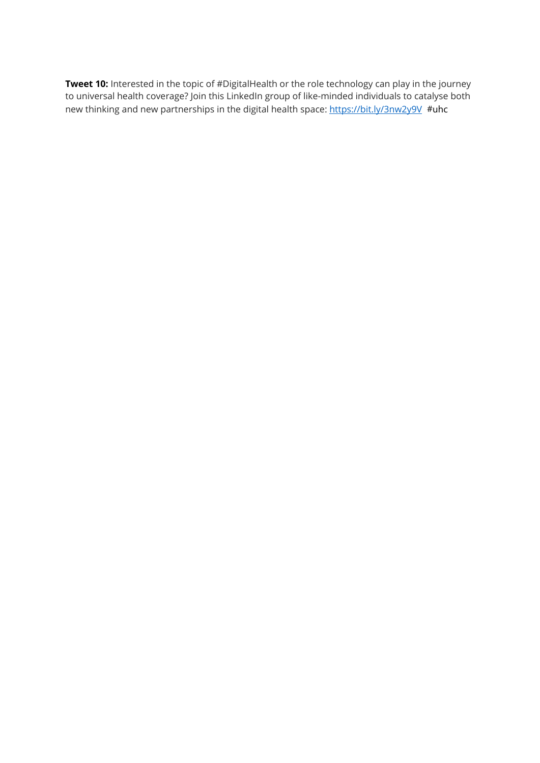**Tweet 10:** Interested in the topic of #DigitalHealth or the role technology can play in the journey to universal health coverage? Join this LinkedIn group of like-minded individuals to catalyse both new thinking and new partnerships in the digital health space: https://bit.ly/3nw2y9V #uhc